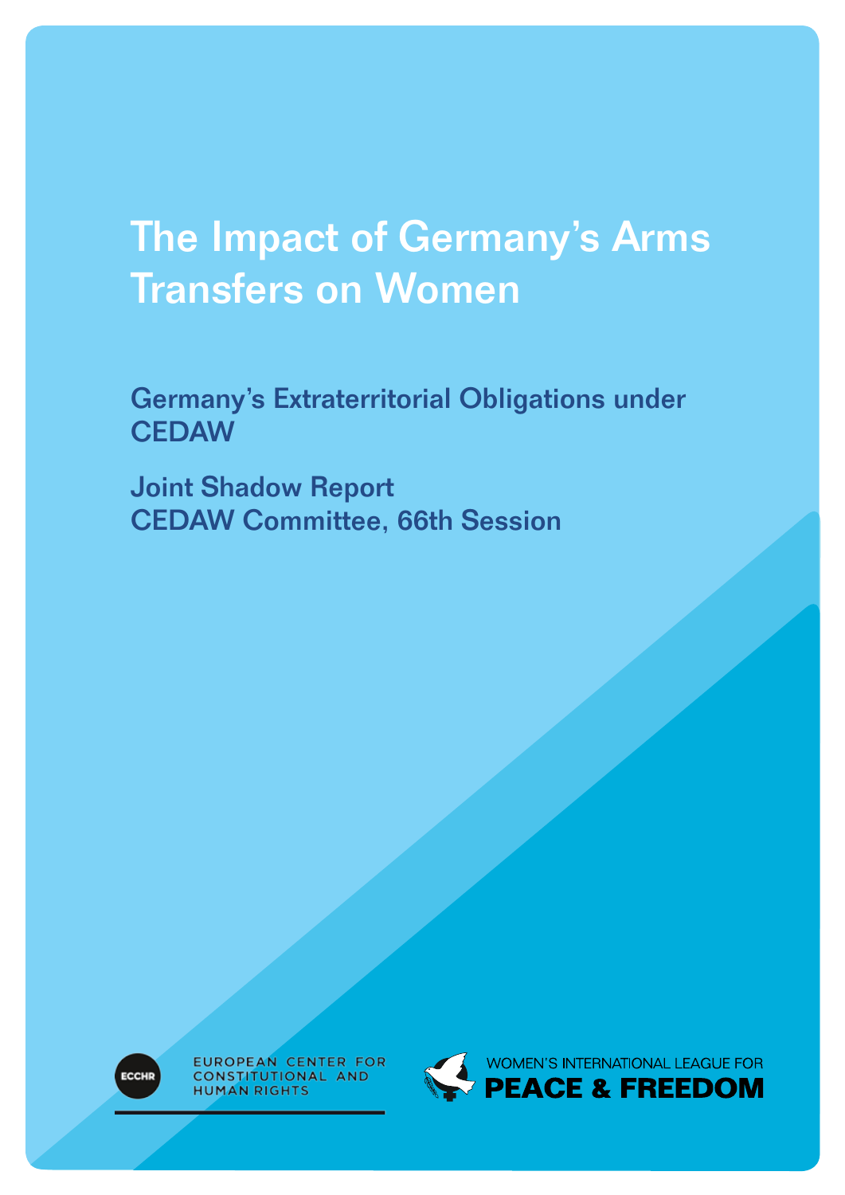# The Impact of Germany's Arms Transfers on Women

## Germany's Extraterritorial Obligations under CEDAW

## Joint Shadow Report
## CEDAW Committee, 66th Session

ECCHR

EUROPEAN CENTER FOR CONSTITUTIONAL AND HUMAN RIGHTS

WOMEN'S INTERNATIONAL LEAGUE FOR
**PEACE & FREEDOM**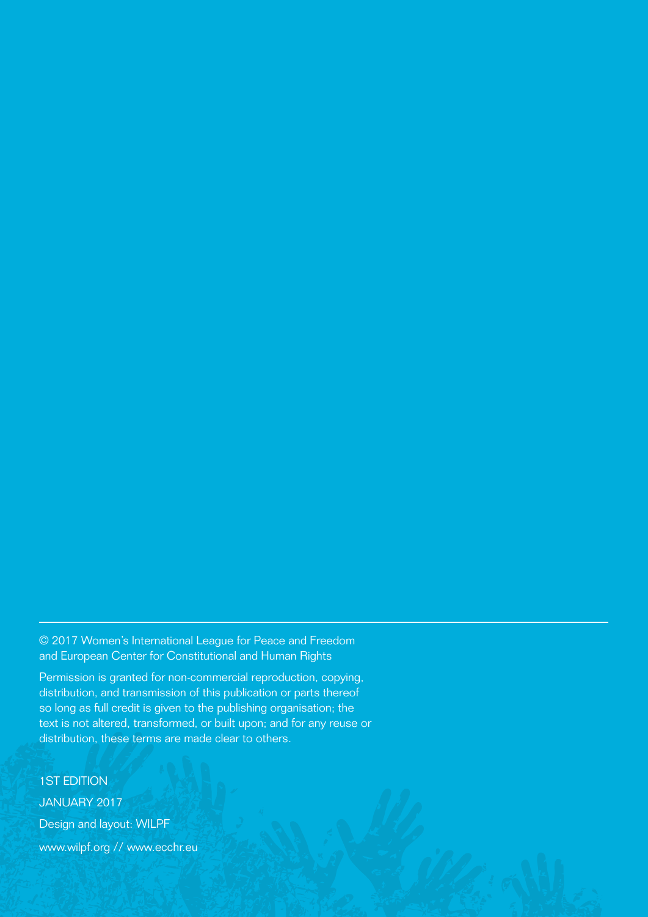© 2017 Women's International League for Peace and Freedom and European Center for Constitutional and Human Rights

Permission is granted for non-commercial reproduction, copying, distribution, and transmission of this publication or parts thereof so long as full credit is given to the publishing organisation; the text is not altered, transformed, or built upon; and for any reuse or distribution, these terms are made clear to others.

1ST EDITION

JANUARY 2017

Design and layout: WILPF

www.wilpf.org // www.ecchr.eu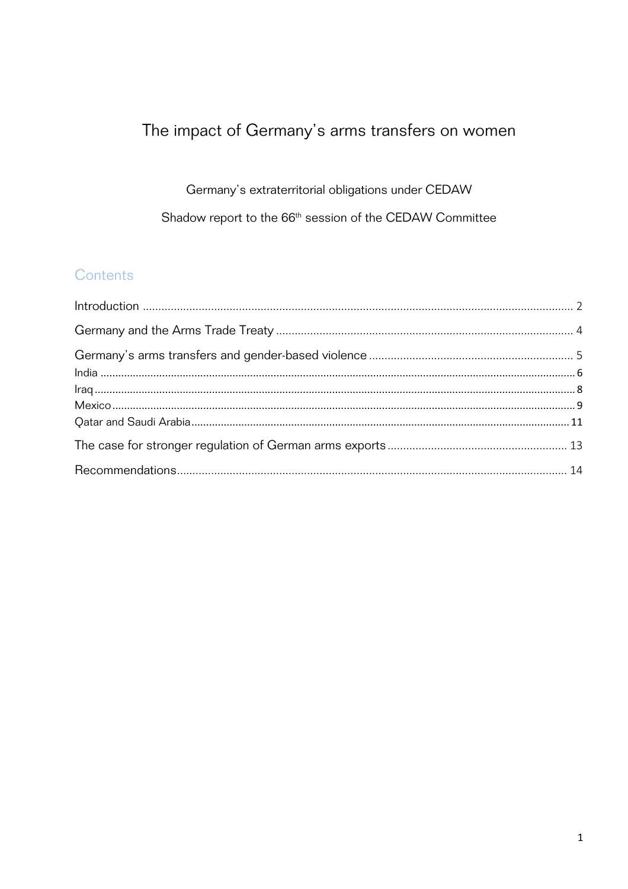# The impact of Germany's arms transfers on women

Germany's extraterritorial obligations under CEDAW

Shadow report to the 66th session of the CEDAW Committee

## Contents

Introduction .......... 2

Germany and the Arms Trade Treaty .......... 4

Germany's arms transfers and gender-based violence .......... 5

India .......... 6

Iraq .......... 8

Mexico .......... 9

Qatar and Saudi Arabia .......... 11

The case for stronger regulation of German arms exports .......... 13

Recommendations .......... 14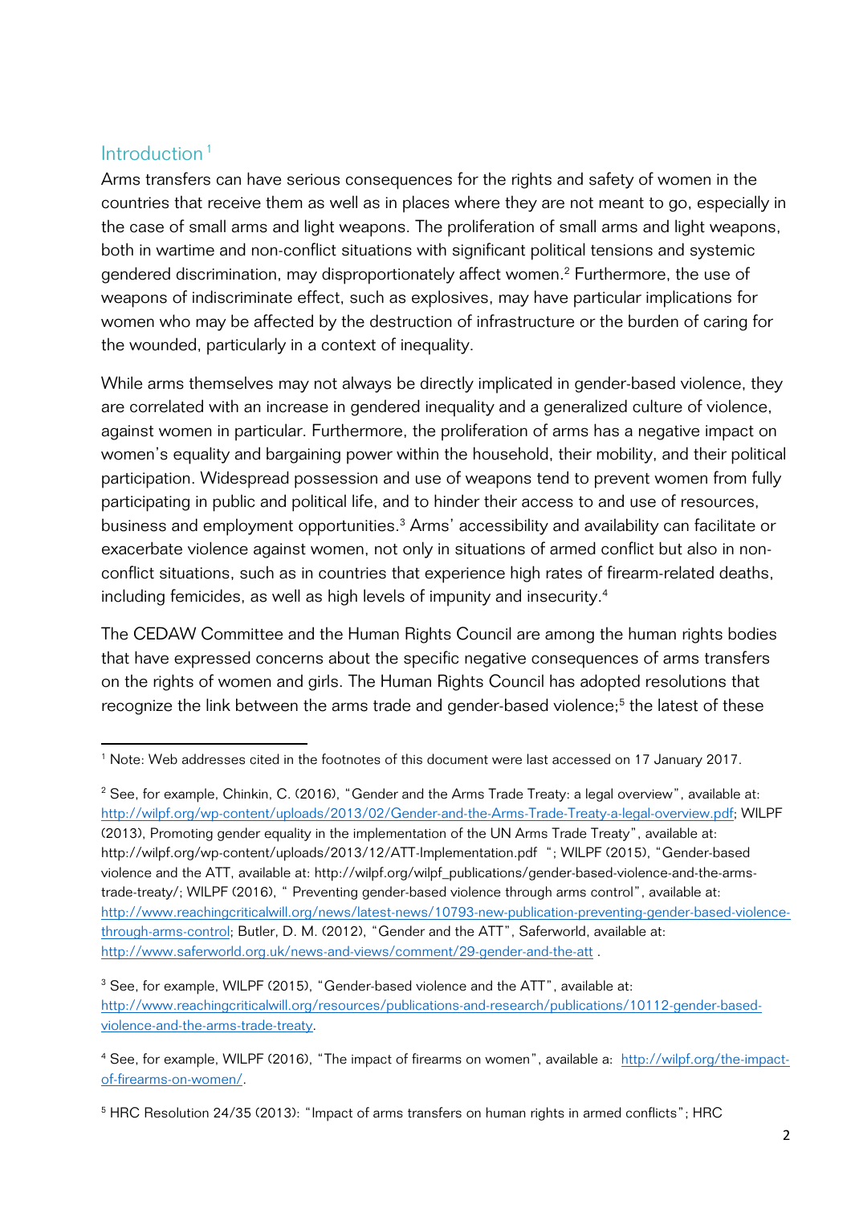## Introduction[1]

Arms transfers can have serious consequences for the rights and safety of women in the countries that receive them as well as in places where they are not meant to go, especially in the case of small arms and light weapons. The proliferation of small arms and light weapons, both in wartime and non-conflict situations with significant political tensions and systemic gendered discrimination, may disproportionately affect women.[2] Furthermore, the use of weapons of indiscriminate effect, such as explosives, may have particular implications for women who may be affected by the destruction of infrastructure or the burden of caring for the wounded, particularly in a context of inequality.

While arms themselves may not always be directly implicated in gender-based violence, they are correlated with an increase in gendered inequality and a generalized culture of violence, against women in particular. Furthermore, the proliferation of arms has a negative impact on women's equality and bargaining power within the household, their mobility, and their political participation. Widespread possession and use of weapons tend to prevent women from fully participating in public and political life, and to hinder their access to and use of resources, business and employment opportunities.[3] Arms' accessibility and availability can facilitate or exacerbate violence against women, not only in situations of armed conflict but also in non-conflict situations, such as in countries that experience high rates of firearm-related deaths, including femicides, as well as high levels of impunity and insecurity.[4]

The CEDAW Committee and the Human Rights Council are among the human rights bodies that have expressed concerns about the specific negative consequences of arms transfers on the rights of women and girls. The Human Rights Council has adopted resolutions that recognize the link between the arms trade and gender-based violence;[5] the latest of these

---

[1] Note: Web addresses cited in the footnotes of this document were last accessed on 17 January 2017.

[2] See, for example, Chinkin, C. (2016), "Gender and the Arms Trade Treaty: a legal overview", available at: http://wilpf.org/wp-content/uploads/2013/02/Gender-and-the-Arms-Trade-Treaty-a-legal-overview.pdf; WILPF (2013), Promoting gender equality in the implementation of the UN Arms Trade Treaty", available at: http://wilpf.org/wp-content/uploads/2013/12/ATT-Implementation.pdf "; WILPF (2015), "Gender-based violence and the ATT, available at: http://wilpf.org/wilpf_publications/gender-based-violence-and-the-arms-trade-treaty/; WILPF (2016), " Preventing gender-based violence through arms control", available at: http://www.reachingcriticalwill.org/news/latest-news/10793-new-publication-preventing-gender-based-violence-through-arms-control; Butler, D. M. (2012), "Gender and the ATT", Saferworld, available at: http://www.saferworld.org.uk/news-and-views/comment/29-gender-and-the-att .

[3] See, for example, WILPF (2015), "Gender-based violence and the ATT", available at: http://www.reachingcriticalwill.org/resources/publications-and-research/publications/10112-gender-based-violence-and-the-arms-trade-treaty.

[4] See, for example, WILPF (2016), "The impact of firearms on women", available a: http://wilpf.org/the-impact-of-firearms-on-women/.

[5] HRC Resolution 24/35 (2013): "Impact of arms transfers on human rights in armed conflicts"; HRC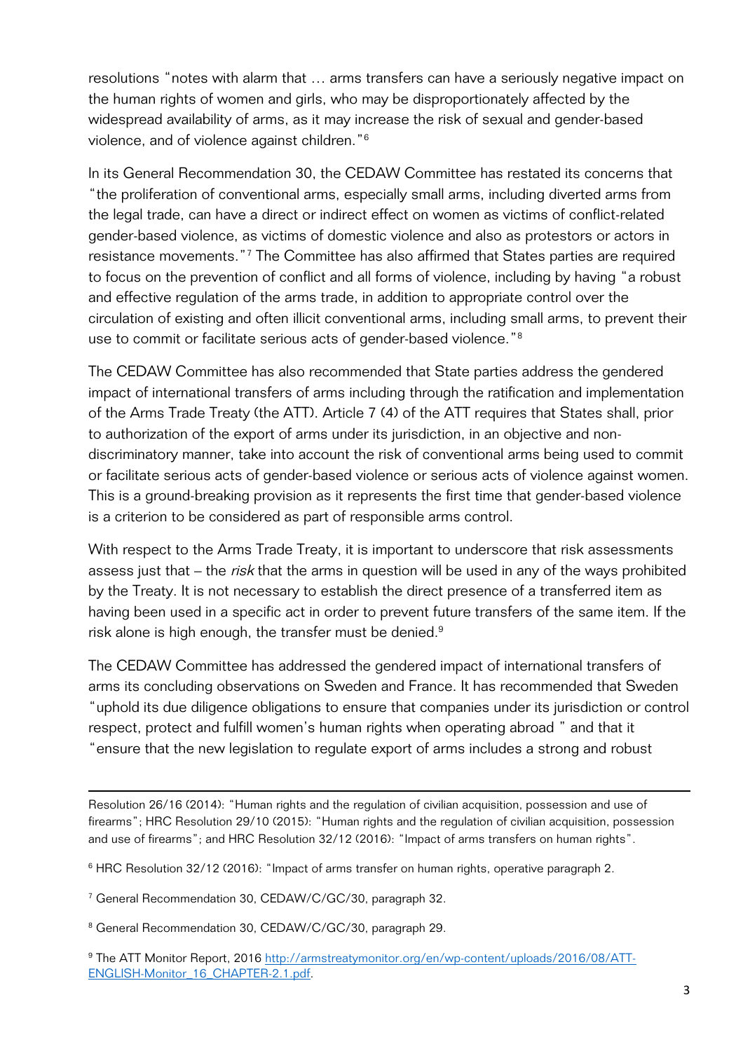resolutions "notes with alarm that … arms transfers can have a seriously negative impact on the human rights of women and girls, who may be disproportionately affected by the widespread availability of arms, as it may increase the risk of sexual and gender-based violence, and of violence against children."[6]

In its General Recommendation 30, the CEDAW Committee has restated its concerns that "the proliferation of conventional arms, especially small arms, including diverted arms from the legal trade, can have a direct or indirect effect on women as victims of conflict-related gender-based violence, as victims of domestic violence and also as protestors or actors in resistance movements."[7] The Committee has also affirmed that States parties are required to focus on the prevention of conflict and all forms of violence, including by having "a robust and effective regulation of the arms trade, in addition to appropriate control over the circulation of existing and often illicit conventional arms, including small arms, to prevent their use to commit or facilitate serious acts of gender-based violence."[8]

The CEDAW Committee has also recommended that State parties address the gendered impact of international transfers of arms including through the ratification and implementation of the Arms Trade Treaty (the ATT). Article 7 (4) of the ATT requires that States shall, prior to authorization of the export of arms under its jurisdiction, in an objective and non-discriminatory manner, take into account the risk of conventional arms being used to commit or facilitate serious acts of gender-based violence or serious acts of violence against women. This is a ground-breaking provision as it represents the first time that gender-based violence is a criterion to be considered as part of responsible arms control.

With respect to the Arms Trade Treaty, it is important to underscore that risk assessments assess just that – the *risk* that the arms in question will be used in any of the ways prohibited by the Treaty. It is not necessary to establish the direct presence of a transferred item as having been used in a specific act in order to prevent future transfers of the same item. If the risk alone is high enough, the transfer must be denied.[9]

The CEDAW Committee has addressed the gendered impact of international transfers of arms its concluding observations on Sweden and France. It has recommended that Sweden "uphold its due diligence obligations to ensure that companies under its jurisdiction or control respect, protect and fulfill women's human rights when operating abroad " and that it "ensure that the new legislation to regulate export of arms includes a strong and robust

---

Resolution 26/16 (2014): "Human rights and the regulation of civilian acquisition, possession and use of firearms"; HRC Resolution 29/10 (2015): "Human rights and the regulation of civilian acquisition, possession and use of firearms"; and HRC Resolution 32/12 (2016): "Impact of arms transfers on human rights".

[6] HRC Resolution 32/12 (2016): "Impact of arms transfer on human rights, operative paragraph 2.

[7] General Recommendation 30, CEDAW/C/GC/30, paragraph 32.

[8] General Recommendation 30, CEDAW/C/GC/30, paragraph 29.

[9] The ATT Monitor Report, 2016 [http://armstreatymonitor.org/en/wp-content/uploads/2016/08/ATT-ENGLISH-Monitor_16_CHAPTER-2.1.pdf](http://armstreatymonitor.org/en/wp-content/uploads/2016/08/ATT-ENGLISH-Monitor_16_CHAPTER-2.1.pdf).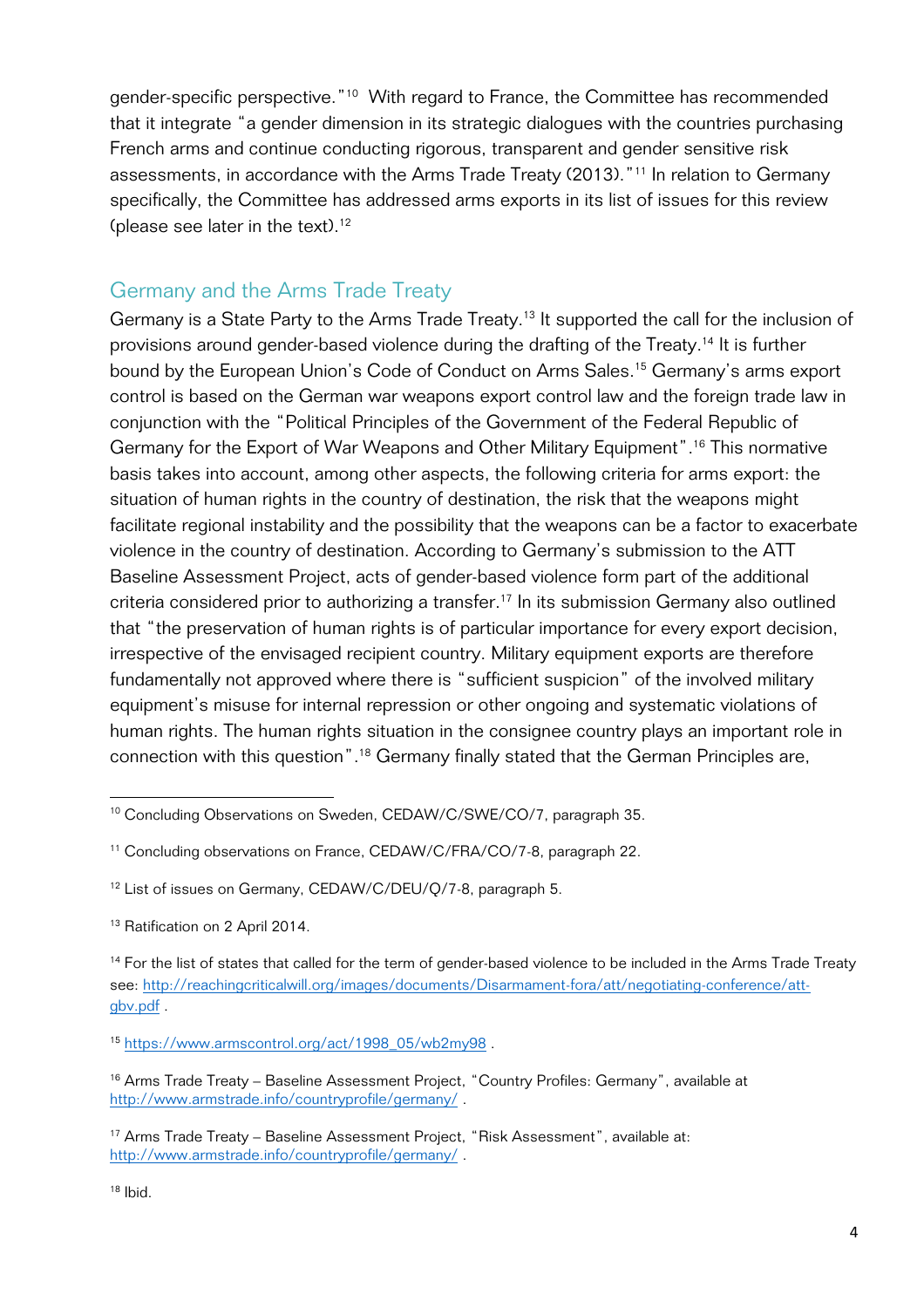gender-specific perspective."[10] With regard to France, the Committee has recommended that it integrate "a gender dimension in its strategic dialogues with the countries purchasing French arms and continue conducting rigorous, transparent and gender sensitive risk assessments, in accordance with the Arms Trade Treaty (2013)."[11] In relation to Germany specifically, the Committee has addressed arms exports in its list of issues for this review (please see later in the text).[12]

## Germany and the Arms Trade Treaty

Germany is a State Party to the Arms Trade Treaty.[13] It supported the call for the inclusion of provisions around gender-based violence during the drafting of the Treaty.[14] It is further bound by the European Union's Code of Conduct on Arms Sales.[15] Germany's arms export control is based on the German war weapons export control law and the foreign trade law in conjunction with the "Political Principles of the Government of the Federal Republic of Germany for the Export of War Weapons and Other Military Equipment".[16] This normative basis takes into account, among other aspects, the following criteria for arms export: the situation of human rights in the country of destination, the risk that the weapons might facilitate regional instability and the possibility that the weapons can be a factor to exacerbate violence in the country of destination. According to Germany's submission to the ATT Baseline Assessment Project, acts of gender-based violence form part of the additional criteria considered prior to authorizing a transfer.[17] In its submission Germany also outlined that "the preservation of human rights is of particular importance for every export decision, irrespective of the envisaged recipient country. Military equipment exports are therefore fundamentally not approved where there is "sufficient suspicion" of the involved military equipment's misuse for internal repression or other ongoing and systematic violations of human rights. The human rights situation in the consignee country plays an important role in connection with this question".[18] Germany finally stated that the German Principles are,

---

[10] Concluding Observations on Sweden, CEDAW/C/SWE/CO/7, paragraph 35.

[11] Concluding observations on France, CEDAW/C/FRA/CO/7-8, paragraph 22.

[12] List of issues on Germany, CEDAW/C/DEU/Q/7-8, paragraph 5.

[13] Ratification on 2 April 2014.

[14] For the list of states that called for the term of gender-based violence to be included in the Arms Trade Treaty see: http://reachingcriticalwill.org/images/documents/Disarmament-fora/att/negotiating-conference/att-gbv.pdf .

[15] https://www.armscontrol.org/act/1998_05/wb2my98 .

[16] Arms Trade Treaty – Baseline Assessment Project, "Country Profiles: Germany", available at http://www.armstrade.info/countryprofile/germany/ .

[17] Arms Trade Treaty – Baseline Assessment Project, "Risk Assessment", available at: http://www.armstrade.info/countryprofile/germany/ .

[18] Ibid.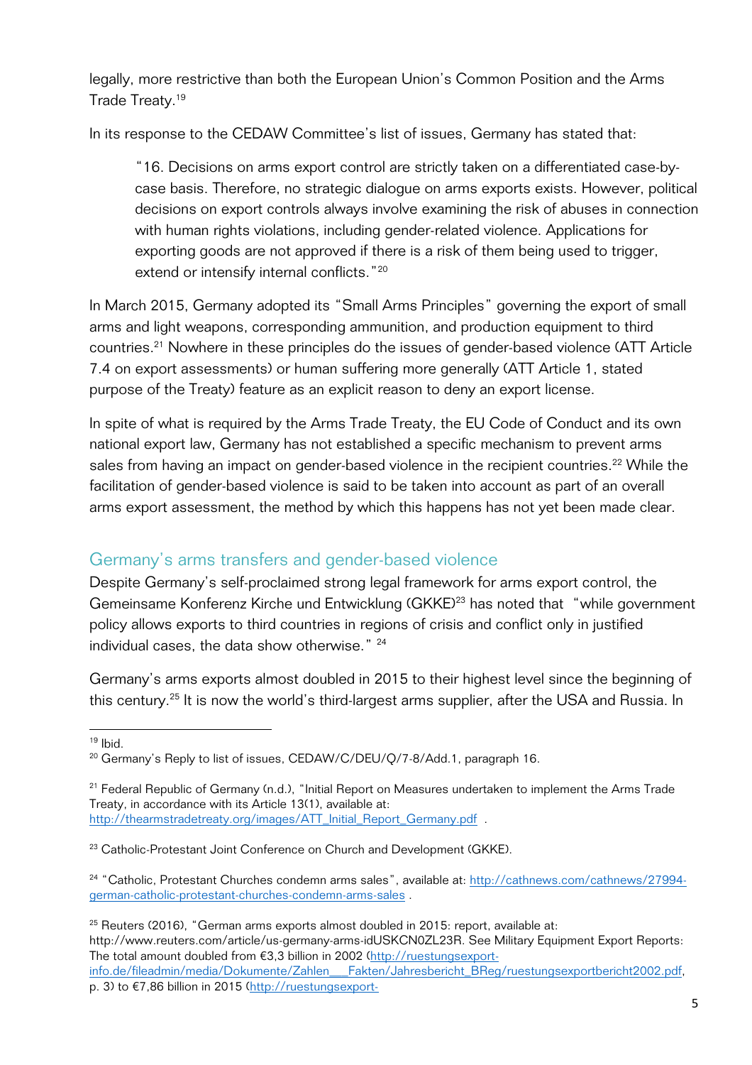legally, more restrictive than both the European Union's Common Position and the Arms Trade Treaty.[19]

In its response to the CEDAW Committee's list of issues, Germany has stated that:

> "16. Decisions on arms export control are strictly taken on a differentiated case-by-case basis. Therefore, no strategic dialogue on arms exports exists. However, political decisions on export controls always involve examining the risk of abuses in connection with human rights violations, including gender-related violence. Applications for exporting goods are not approved if there is a risk of them being used to trigger, extend or intensify internal conflicts."[20]

In March 2015, Germany adopted its "Small Arms Principles" governing the export of small arms and light weapons, corresponding ammunition, and production equipment to third countries.[21] Nowhere in these principles do the issues of gender-based violence (ATT Article 7.4 on export assessments) or human suffering more generally (ATT Article 1, stated purpose of the Treaty) feature as an explicit reason to deny an export license.

In spite of what is required by the Arms Trade Treaty, the EU Code of Conduct and its own national export law, Germany has not established a specific mechanism to prevent arms sales from having an impact on gender-based violence in the recipient countries.[22] While the facilitation of gender-based violence is said to be taken into account as part of an overall arms export assessment, the method by which this happens has not yet been made clear.

## Germany's arms transfers and gender-based violence

Despite Germany's self-proclaimed strong legal framework for arms export control, the Gemeinsame Konferenz Kirche und Entwicklung (GKKE)[23] has noted that "while government policy allows exports to third countries in regions of crisis and conflict only in justified individual cases, the data show otherwise." [24]

Germany's arms exports almost doubled in 2015 to their highest level since the beginning of this century.[25] It is now the world's third-largest arms supplier, after the USA and Russia. In

---

[19] Ibid.

[20] Germany's Reply to list of issues, CEDAW/C/DEU/Q/7-8/Add.1, paragraph 16.

[21] Federal Republic of Germany (n.d.), "Initial Report on Measures undertaken to implement the Arms Trade Treaty, in accordance with its Article 13(1), available at: http://thearmstradetreaty.org/images/ATT_Initial_Report_Germany.pdf .

[23] Catholic-Protestant Joint Conference on Church and Development (GKKE).

[24] "Catholic, Protestant Churches condemn arms sales", available at: http://cathnews.com/cathnews/27994-german-catholic-protestant-churches-condemn-arms-sales .

[25] Reuters (2016), "German arms exports almost doubled in 2015: report, available at: http://www.reuters.com/article/us-germany-arms-idUSKCN0ZL23R. See Military Equipment Export Reports: The total amount doubled from €3,3 billion in 2002 (http://ruestungsexport-info.de/fileadmin/media/Dokumente/Zahlen___Fakten/Jahresbericht_BReg/ruestungsexportbericht2002.pdf, p. 3) to €7,86 billion in 2015 (http://ruestungsexport-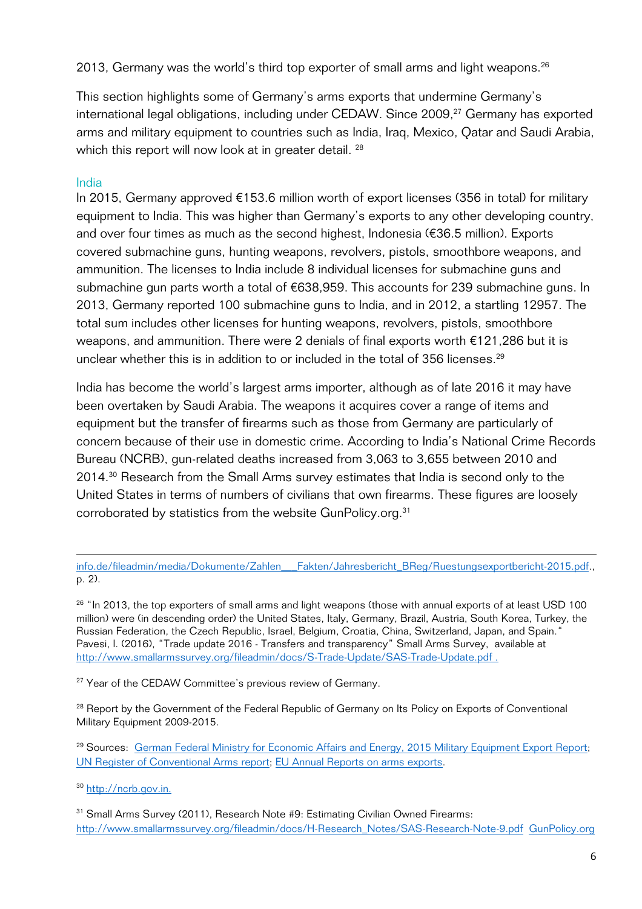2013, Germany was the world's third top exporter of small arms and light weapons.[26]

This section highlights some of Germany's arms exports that undermine Germany's international legal obligations, including under CEDAW. Since 2009,[27] Germany has exported arms and military equipment to countries such as India, Iraq, Mexico, Qatar and Saudi Arabia, which this report will now look at in greater detail. [28]

### India

In 2015, Germany approved €153.6 million worth of export licenses (356 in total) for military equipment to India. This was higher than Germany's exports to any other developing country, and over four times as much as the second highest, Indonesia (€36.5 million). Exports covered submachine guns, hunting weapons, revolvers, pistols, smoothbore weapons, and ammunition. The licenses to India include 8 individual licenses for submachine guns and submachine gun parts worth a total of €638,959. This accounts for 239 submachine guns. In 2013, Germany reported 100 submachine guns to India, and in 2012, a startling 12957. The total sum includes other licenses for hunting weapons, revolvers, pistols, smoothbore weapons, and ammunition. There were 2 denials of final exports worth €121,286 but it is unclear whether this is in addition to or included in the total of 356 licenses.[29]

India has become the world's largest arms importer, although as of late 2016 it may have been overtaken by Saudi Arabia. The weapons it acquires cover a range of items and equipment but the transfer of firearms such as those from Germany are particularly of concern because of their use in domestic crime. According to India's National Crime Records Bureau (NCRB), gun-related deaths increased from 3,063 to 3,655 between 2010 and 2014.[30] Research from the Small Arms survey estimates that India is second only to the United States in terms of numbers of civilians that own firearms. These figures are loosely corroborated by statistics from the website GunPolicy.org.[31]

---

info.de/fileadmin/media/Dokumente/Zahlen___Fakten/Jahresbericht_BReg/Ruestungsexportbericht-2015.pdf., p. 2).

[26] "In 2013, the top exporters of small arms and light weapons (those with annual exports of at least USD 100 million) were (in descending order) the United States, Italy, Germany, Brazil, Austria, South Korea, Turkey, the Russian Federation, the Czech Republic, Israel, Belgium, Croatia, China, Switzerland, Japan, and Spain." Pavesi, I. (2016), "Trade update 2016 - Transfers and transparency" Small Arms Survey, available at http://www.smallarmssurvey.org/fileadmin/docs/S-Trade-Update/SAS-Trade-Update.pdf .

[27] Year of the CEDAW Committee's previous review of Germany.

[28] Report by the Government of the Federal Republic of Germany on Its Policy on Exports of Conventional Military Equipment 2009-2015.

[29] Sources: German Federal Ministry for Economic Affairs and Energy, 2015 Military Equipment Export Report; UN Register of Conventional Arms report; EU Annual Reports on arms exports.

[30] http://ncrb.gov.in.

[31] Small Arms Survey (2011), Research Note #9: Estimating Civilian Owned Firearms: http://www.smallarmssurvey.org/fileadmin/docs/H-Research_Notes/SAS-Research-Note-9.pdf GunPolicy.org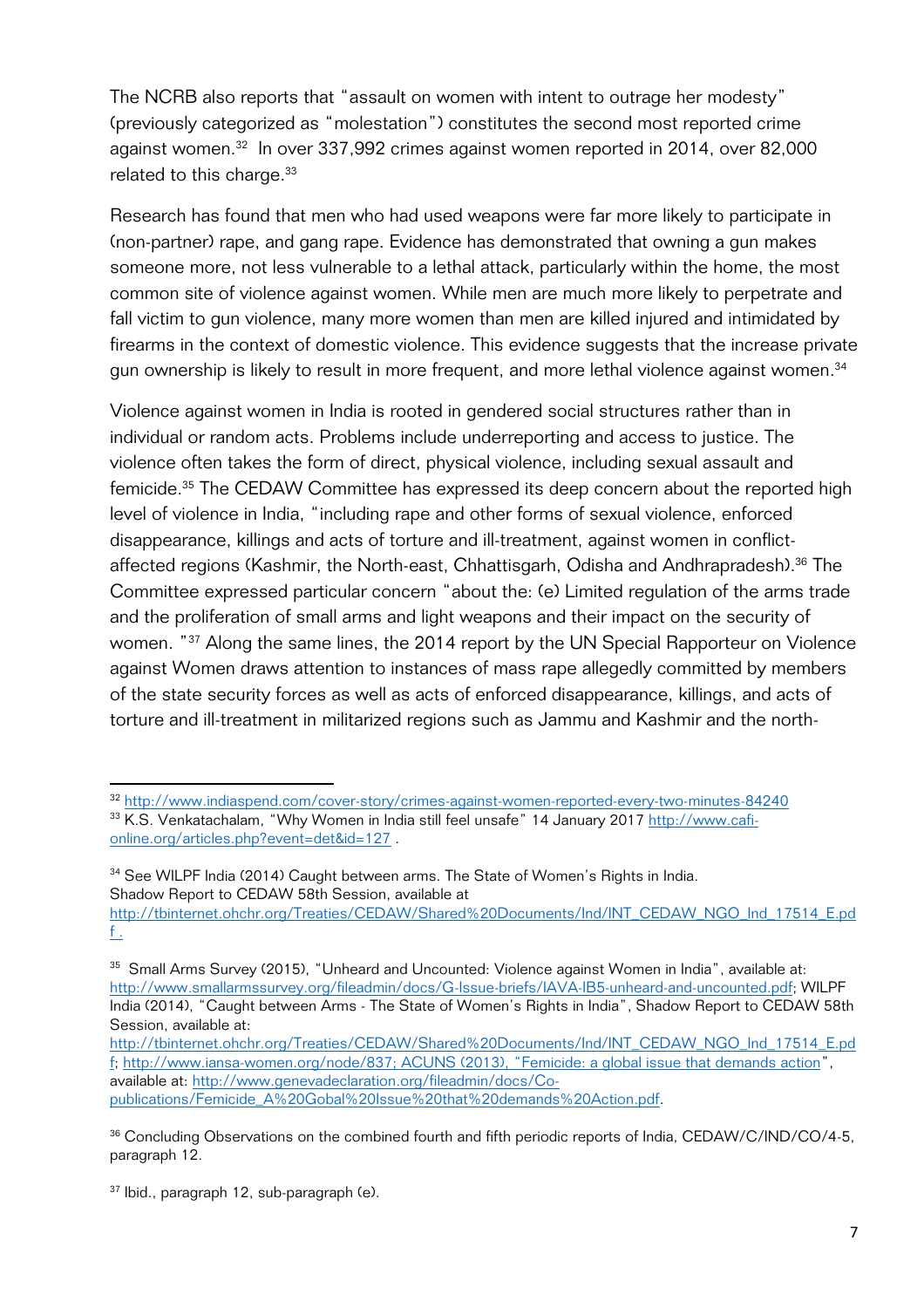The NCRB also reports that "assault on women with intent to outrage her modesty" (previously categorized as "molestation") constitutes the second most reported crime against women.[32] In over 337,992 crimes against women reported in 2014, over 82,000 related to this charge.[33]

Research has found that men who had used weapons were far more likely to participate in (non-partner) rape, and gang rape. Evidence has demonstrated that owning a gun makes someone more, not less vulnerable to a lethal attack, particularly within the home, the most common site of violence against women. While men are much more likely to perpetrate and fall victim to gun violence, many more women than men are killed injured and intimidated by firearms in the context of domestic violence. This evidence suggests that the increase private gun ownership is likely to result in more frequent, and more lethal violence against women.[34]

Violence against women in India is rooted in gendered social structures rather than in individual or random acts. Problems include underreporting and access to justice. The violence often takes the form of direct, physical violence, including sexual assault and femicide.[35] The CEDAW Committee has expressed its deep concern about the reported high level of violence in India, "including rape and other forms of sexual violence, enforced disappearance, killings and acts of torture and ill-treatment, against women in conflict-affected regions (Kashmir, the North-east, Chhattisgarh, Odisha and Andhrapradesh).[36] The Committee expressed particular concern "about the: (e) Limited regulation of the arms trade and the proliferation of small arms and light weapons and their impact on the security of women. "[37] Along the same lines, the 2014 report by the UN Special Rapporteur on Violence against Women draws attention to instances of mass rape allegedly committed by members of the state security forces as well as acts of enforced disappearance, killings, and acts of torture and ill-treatment in militarized regions such as Jammu and Kashmir and the north-

---

[32] http://www.indiaspend.com/cover-story/crimes-against-women-reported-every-two-minutes-84240

[33] K.S. Venkatachalam, "Why Women in India still feel unsafe" 14 January 2017 http://www.cafi-online.org/articles.php?event=det&id=127 .

[34] See WILPF India (2014) Caught between arms. The State of Women's Rights in India. Shadow Report to CEDAW 58th Session, available at http://tbinternet.ohchr.org/Treaties/CEDAW/Shared%20Documents/Ind/INT_CEDAW_NGO_Ind_17514_E.pdf .

[35] Small Arms Survey (2015), "Unheard and Uncounted: Violence against Women in India", available at: http://www.smallarmssurvey.org/fileadmin/docs/G-Issue-briefs/IAVA-IB5-unheard-and-uncounted.pdf; WILPF India (2014), "Caught between Arms - The State of Women's Rights in India", Shadow Report to CEDAW 58th Session, available at: http://tbinternet.ohchr.org/Treaties/CEDAW/Shared%20Documents/Ind/INT_CEDAW_NGO_Ind_17514_E.pdf; http://www.iansa-women.org/node/837; ACUNS (2013), "Femicide: a global issue that demands action", available at: http://www.genevadeclaration.org/fileadmin/docs/Co-publications/Femicide_A%20Gobal%20Issue%20that%20demands%20Action.pdf.

[36] Concluding Observations on the combined fourth and fifth periodic reports of India, CEDAW/C/IND/CO/4-5, paragraph 12.

[37] Ibid., paragraph 12, sub-paragraph (e).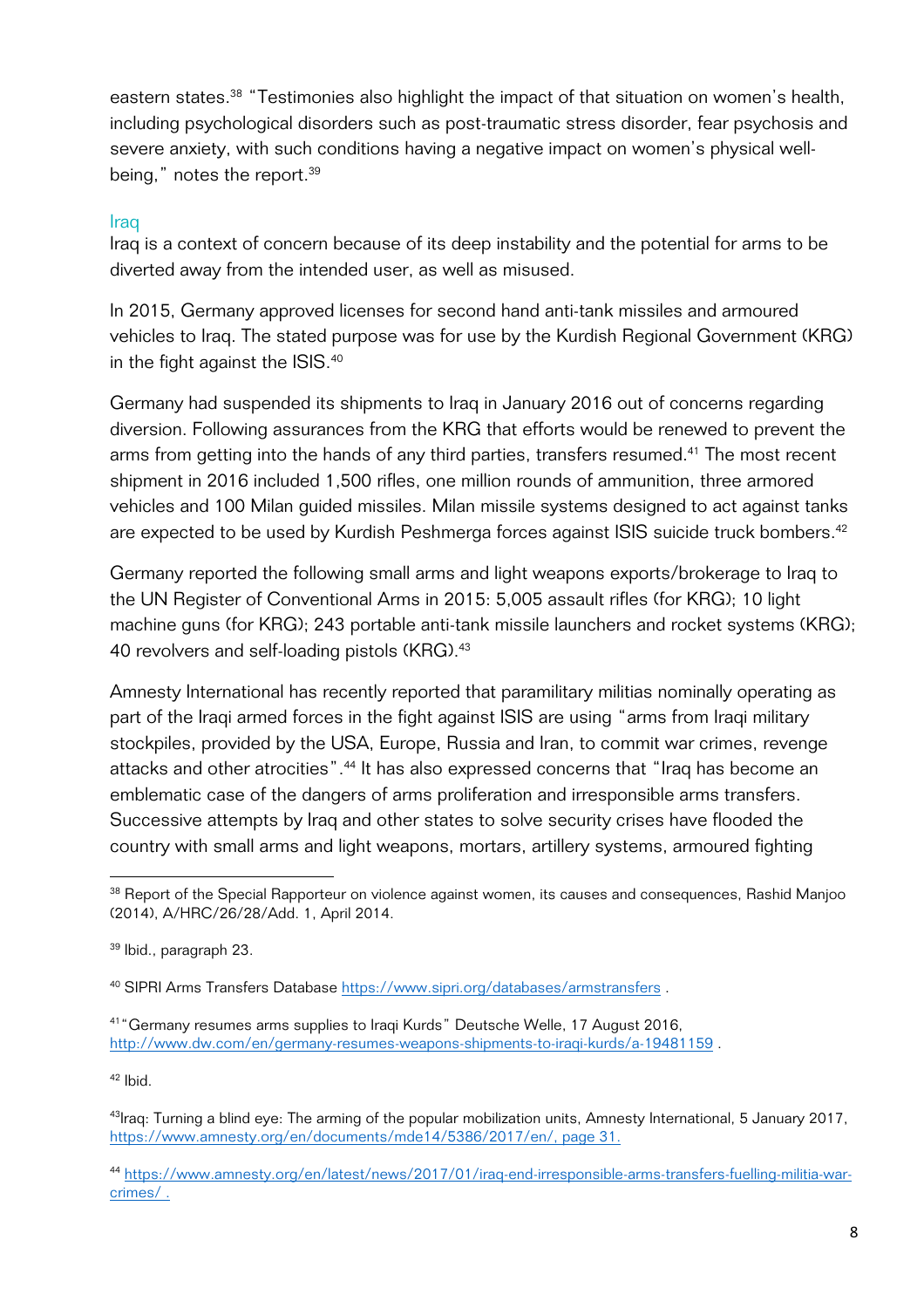eastern states.[38] "Testimonies also highlight the impact of that situation on women's health, including psychological disorders such as post-traumatic stress disorder, fear psychosis and severe anxiety, with such conditions having a negative impact on women's physical well-being," notes the report.[39]

### Iraq

Iraq is a context of concern because of its deep instability and the potential for arms to be diverted away from the intended user, as well as misused.

In 2015, Germany approved licenses for second hand anti-tank missiles and armoured vehicles to Iraq. The stated purpose was for use by the Kurdish Regional Government (KRG) in the fight against the ISIS.[40]

Germany had suspended its shipments to Iraq in January 2016 out of concerns regarding diversion. Following assurances from the KRG that efforts would be renewed to prevent the arms from getting into the hands of any third parties, transfers resumed.[41] The most recent shipment in 2016 included 1,500 rifles, one million rounds of ammunition, three armored vehicles and 100 Milan guided missiles. Milan missile systems designed to act against tanks are expected to be used by Kurdish Peshmerga forces against ISIS suicide truck bombers.[42]

Germany reported the following small arms and light weapons exports/brokerage to Iraq to the UN Register of Conventional Arms in 2015: 5,005 assault rifles (for KRG); 10 light machine guns (for KRG); 243 portable anti-tank missile launchers and rocket systems (KRG); 40 revolvers and self-loading pistols (KRG).[43]

Amnesty International has recently reported that paramilitary militias nominally operating as part of the Iraqi armed forces in the fight against ISIS are using "arms from Iraqi military stockpiles, provided by the USA, Europe, Russia and Iran, to commit war crimes, revenge attacks and other atrocities".[44] It has also expressed concerns that "Iraq has become an emblematic case of the dangers of arms proliferation and irresponsible arms transfers. Successive attempts by Iraq and other states to solve security crises have flooded the country with small arms and light weapons, mortars, artillery systems, armoured fighting

---

[38] Report of the Special Rapporteur on violence against women, its causes and consequences, Rashid Manjoo (2014), A/HRC/26/28/Add. 1, April 2014.

[39] Ibid., paragraph 23.

[40] SIPRI Arms Transfers Database https://www.sipri.org/databases/armstransfers .

[41] "Germany resumes arms supplies to Iraqi Kurds" Deutsche Welle, 17 August 2016, http://www.dw.com/en/germany-resumes-weapons-shipments-to-iraqi-kurds/a-19481159 .

[42] Ibid.

[43] Iraq: Turning a blind eye: The arming of the popular mobilization units, Amnesty International, 5 January 2017, https://www.amnesty.org/en/documents/mde14/5386/2017/en/, page 31.

[44] https://www.amnesty.org/en/latest/news/2017/01/iraq-end-irresponsible-arms-transfers-fuelling-militia-war-crimes/ .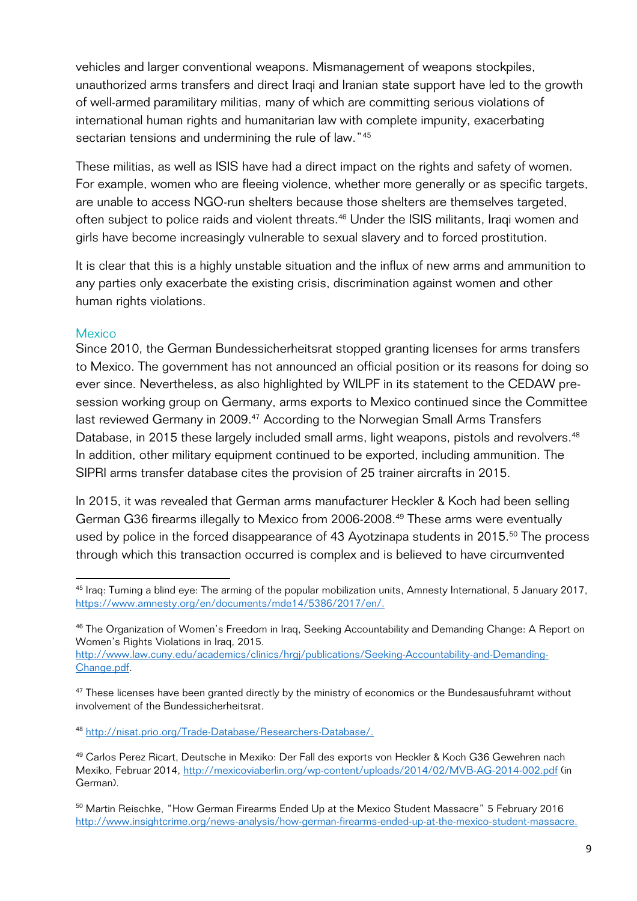vehicles and larger conventional weapons. Mismanagement of weapons stockpiles, unauthorized arms transfers and direct Iraqi and Iranian state support have led to the growth of well-armed paramilitary militias, many of which are committing serious violations of international human rights and humanitarian law with complete impunity, exacerbating sectarian tensions and undermining the rule of law."[45]

These militias, as well as ISIS have had a direct impact on the rights and safety of women. For example, women who are fleeing violence, whether more generally or as specific targets, are unable to access NGO-run shelters because those shelters are themselves targeted, often subject to police raids and violent threats.[46] Under the ISIS militants, Iraqi women and girls have become increasingly vulnerable to sexual slavery and to forced prostitution.

It is clear that this is a highly unstable situation and the influx of new arms and ammunition to any parties only exacerbate the existing crisis, discrimination against women and other human rights violations.

### Mexico

Since 2010, the German Bundessicherheitsrat stopped granting licenses for arms transfers to Mexico. The government has not announced an official position or its reasons for doing so ever since. Nevertheless, as also highlighted by WILPF in its statement to the CEDAW pre-session working group on Germany, arms exports to Mexico continued since the Committee last reviewed Germany in 2009.[47] According to the Norwegian Small Arms Transfers Database, in 2015 these largely included small arms, light weapons, pistols and revolvers.[48] In addition, other military equipment continued to be exported, including ammunition. The SIPRI arms transfer database cites the provision of 25 trainer aircrafts in 2015.

In 2015, it was revealed that German arms manufacturer Heckler & Koch had been selling German G36 firearms illegally to Mexico from 2006-2008.[49] These arms were eventually used by police in the forced disappearance of 43 Ayotzinapa students in 2015.[50] The process through which this transaction occurred is complex and is believed to have circumvented

---

[45] Iraq: Turning a blind eye: The arming of the popular mobilization units, Amnesty International, 5 January 2017, https://www.amnesty.org/en/documents/mde14/5386/2017/en/.

[46] The Organization of Women's Freedom in Iraq, Seeking Accountability and Demanding Change: A Report on Women's Rights Violations in Iraq, 2015. http://www.law.cuny.edu/academics/clinics/hrgj/publications/Seeking-Accountability-and-Demanding-Change.pdf.

[47] These licenses have been granted directly by the ministry of economics or the Bundesausfuhramt without involvement of the Bundessicherheitsrat.

[48] http://nisat.prio.org/Trade-Database/Researchers-Database/.

[49] Carlos Perez Ricart, Deutsche in Mexiko: Der Fall des exports von Heckler & Koch G36 Gewehren nach Mexiko, Februar 2014, http://mexicoviaberlin.org/wp-content/uploads/2014/02/MVB-AG-2014-002.pdf (in German).

[50] Martin Reischke, "How German Firearms Ended Up at the Mexico Student Massacre" 5 February 2016 http://www.insightcrime.org/news-analysis/how-german-firearms-ended-up-at-the-mexico-student-massacre.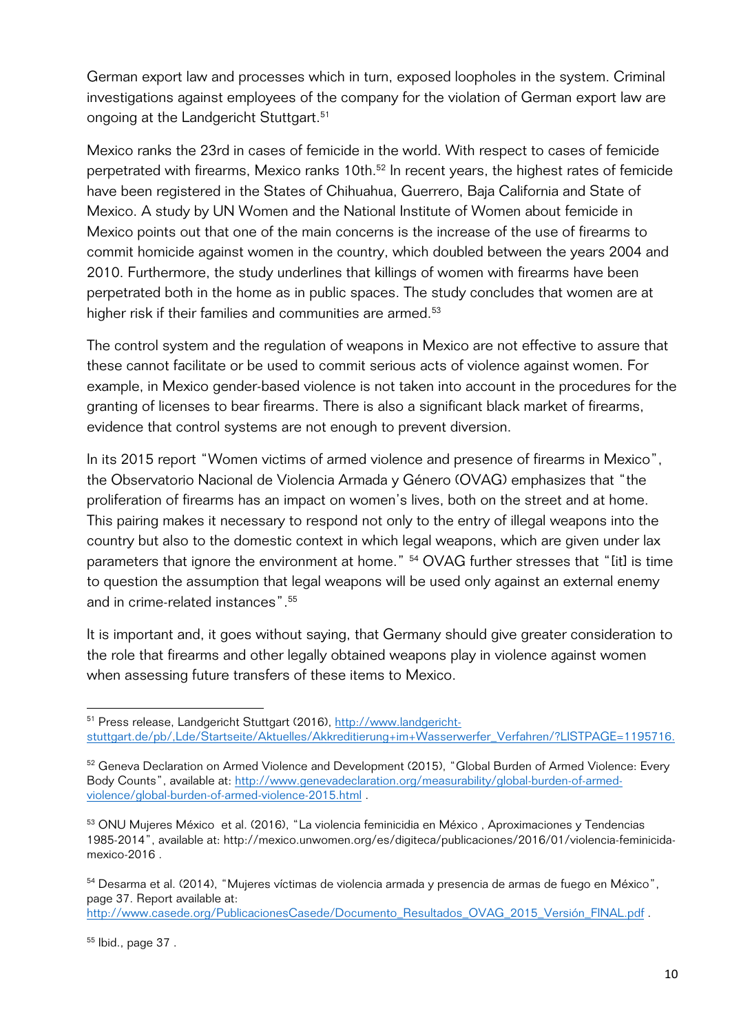German export law and processes which in turn, exposed loopholes in the system. Criminal investigations against employees of the company for the violation of German export law are ongoing at the Landgericht Stuttgart.[51]

Mexico ranks the 23rd in cases of femicide in the world. With respect to cases of femicide perpetrated with firearms, Mexico ranks 10th.[52] In recent years, the highest rates of femicide have been registered in the States of Chihuahua, Guerrero, Baja California and State of Mexico. A study by UN Women and the National Institute of Women about femicide in Mexico points out that one of the main concerns is the increase of the use of firearms to commit homicide against women in the country, which doubled between the years 2004 and 2010. Furthermore, the study underlines that killings of women with firearms have been perpetrated both in the home as in public spaces. The study concludes that women are at higher risk if their families and communities are armed.[53]

The control system and the regulation of weapons in Mexico are not effective to assure that these cannot facilitate or be used to commit serious acts of violence against women. For example, in Mexico gender-based violence is not taken into account in the procedures for the granting of licenses to bear firearms. There is also a significant black market of firearms, evidence that control systems are not enough to prevent diversion.

In its 2015 report "Women victims of armed violence and presence of firearms in Mexico", the Observatorio Nacional de Violencia Armada y Género (OVAG) emphasizes that "the proliferation of firearms has an impact on women's lives, both on the street and at home. This pairing makes it necessary to respond not only to the entry of illegal weapons into the country but also to the domestic context in which legal weapons, which are given under lax parameters that ignore the environment at home." [54] OVAG further stresses that "[it] is time to question the assumption that legal weapons will be used only against an external enemy and in crime-related instances".[55]

It is important and, it goes without saying, that Germany should give greater consideration to the role that firearms and other legally obtained weapons play in violence against women when assessing future transfers of these items to Mexico.

---

[51] Press release, Landgericht Stuttgart (2016), http://www.landgericht-stuttgart.de/pb/,Lde/Startseite/Aktuelles/Akkreditierung+im+Wasserwerfer_Verfahren/?LISTPAGE=1195716.

[52] Geneva Declaration on Armed Violence and Development (2015), "Global Burden of Armed Violence: Every Body Counts", available at: http://www.genevadeclaration.org/measurability/global-burden-of-armed-violence/global-burden-of-armed-violence-2015.html .

[53] ONU Mujeres México et al. (2016), "La violencia feminicidia en México , Aproximaciones y Tendencias 1985-2014", available at: http://mexico.unwomen.org/es/digiteca/publicaciones/2016/01/violencia-feminicida-mexico-2016 .

[54] Desarma et al. (2014), "Mujeres víctimas de violencia armada y presencia de armas de fuego en México", page 37. Report available at: http://www.casede.org/PublicacionesCasede/Documento_Resultados_OVAG_2015_Versión_FINAL.pdf .

[55] Ibid., page 37 .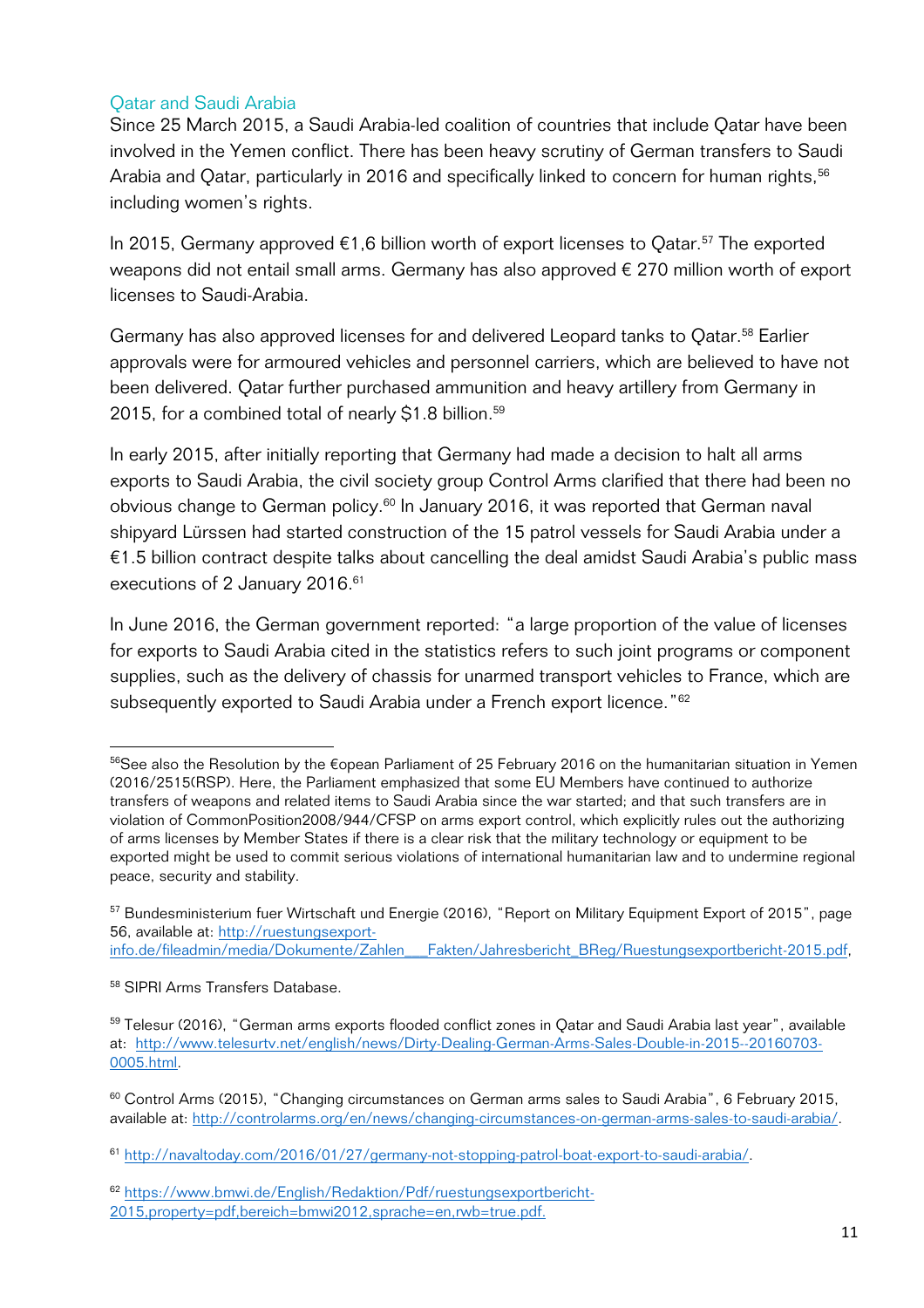## Qatar and Saudi Arabia

Since 25 March 2015, a Saudi Arabia-led coalition of countries that include Qatar have been involved in the Yemen conflict. There has been heavy scrutiny of German transfers to Saudi Arabia and Qatar, particularly in 2016 and specifically linked to concern for human rights,[56] including women's rights.

In 2015, Germany approved €1,6 billion worth of export licenses to Qatar.[57] The exported weapons did not entail small arms. Germany has also approved € 270 million worth of export licenses to Saudi-Arabia.

Germany has also approved licenses for and delivered Leopard tanks to Qatar.[58] Earlier approvals were for armoured vehicles and personnel carriers, which are believed to have not been delivered. Qatar further purchased ammunition and heavy artillery from Germany in 2015, for a combined total of nearly $1.8 billion.[59]

In early 2015, after initially reporting that Germany had made a decision to halt all arms exports to Saudi Arabia, the civil society group Control Arms clarified that there had been no obvious change to German policy.[60] In January 2016, it was reported that German naval shipyard Lürssen had started construction of the 15 patrol vessels for Saudi Arabia under a €1.5 billion contract despite talks about cancelling the deal amidst Saudi Arabia's public mass executions of 2 January 2016.[61]

In June 2016, the German government reported: "a large proportion of the value of licenses for exports to Saudi Arabia cited in the statistics refers to such joint programs or component supplies, such as the delivery of chassis for unarmed transport vehicles to France, which are subsequently exported to Saudi Arabia under a French export licence."[62]

---

[56]See also the Resolution by the €opean Parliament of 25 February 2016 on the humanitarian situation in Yemen (2016/2515(RSP). Here, the Parliament emphasized that some EU Members have continued to authorize transfers of weapons and related items to Saudi Arabia since the war started; and that such transfers are in violation of CommonPosition2008/944/CFSP on arms export control, which explicitly rules out the authorizing of arms licenses by Member States if there is a clear risk that the military technology or equipment to be exported might be used to commit serious violations of international humanitarian law and to undermine regional peace, security and stability.

[57] Bundesministerium fuer Wirtschaft und Energie (2016), "Report on Military Equipment Export of 2015", page 56, available at: http://ruestungsexport-info.de/fileadmin/media/Dokumente/Zahlen___Fakten/Jahresbericht_BReg/Ruestungsexportbericht-2015.pdf,

[58] SIPRI Arms Transfers Database.

[59] Telesur (2016), "German arms exports flooded conflict zones in Qatar and Saudi Arabia last year", available at: http://www.telesurtv.net/english/news/Dirty-Dealing-German-Arms-Sales-Double-in-2015--20160703-0005.html.

[60] Control Arms (2015), "Changing circumstances on German arms sales to Saudi Arabia", 6 February 2015, available at: http://controlarms.org/en/news/changing-circumstances-on-german-arms-sales-to-saudi-arabia/.

[61] http://navaltoday.com/2016/01/27/germany-not-stopping-patrol-boat-export-to-saudi-arabia/.

[62] https://www.bmwi.de/English/Redaktion/Pdf/ruestungsexportbericht-2015,property=pdf,bereich=bmwi2012,sprache=en,rwb=true.pdf.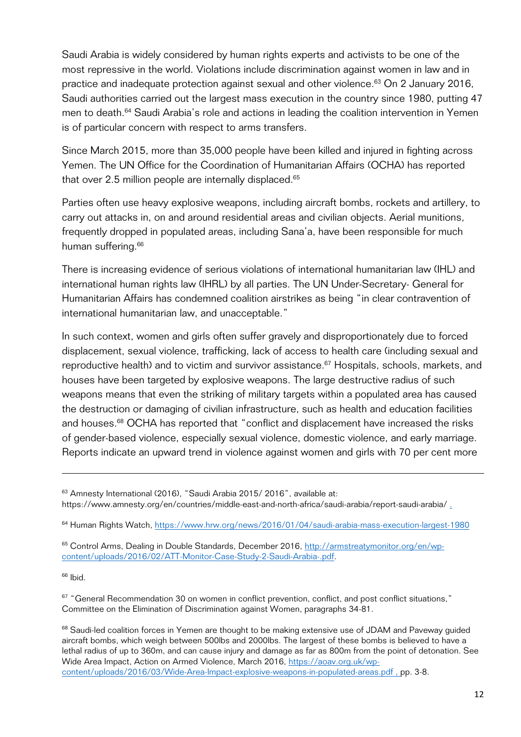Saudi Arabia is widely considered by human rights experts and activists to be one of the most repressive in the world. Violations include discrimination against women in law and in practice and inadequate protection against sexual and other violence.[63] On 2 January 2016, Saudi authorities carried out the largest mass execution in the country since 1980, putting 47 men to death.[64] Saudi Arabia's role and actions in leading the coalition intervention in Yemen is of particular concern with respect to arms transfers.

Since March 2015, more than 35,000 people have been killed and injured in fighting across Yemen. The UN Office for the Coordination of Humanitarian Affairs (OCHA) has reported that over 2.5 million people are internally displaced.[65]

Parties often use heavy explosive weapons, including aircraft bombs, rockets and artillery, to carry out attacks in, on and around residential areas and civilian objects. Aerial munitions, frequently dropped in populated areas, including Sana'a, have been responsible for much human suffering.[66]

There is increasing evidence of serious violations of international humanitarian law (IHL) and international human rights law (IHRL) by all parties. The UN Under-Secretary- General for Humanitarian Affairs has condemned coalition airstrikes as being "in clear contravention of international humanitarian law, and unacceptable."

In such context, women and girls often suffer gravely and disproportionately due to forced displacement, sexual violence, trafficking, lack of access to health care (including sexual and reproductive health) and to victim and survivor assistance.[67] Hospitals, schools, markets, and houses have been targeted by explosive weapons. The large destructive radius of such weapons means that even the striking of military targets within a populated area has caused the destruction or damaging of civilian infrastructure, such as health and education facilities and houses.[68] OCHA has reported that "conflict and displacement have increased the risks of gender-based violence, especially sexual violence, domestic violence, and early marriage. Reports indicate an upward trend in violence against women and girls with 70 per cent more

---

[63] Amnesty International (2016), "Saudi Arabia 2015/ 2016", available at: https://www.amnesty.org/en/countries/middle-east-and-north-africa/saudi-arabia/report-saudi-arabia/ .

[64] Human Rights Watch, https://www.hrw.org/news/2016/01/04/saudi-arabia-mass-execution-largest-1980

[65] Control Arms, Dealing in Double Standards, December 2016, http://armstreatymonitor.org/en/wp-content/uploads/2016/02/ATT-Monitor-Case-Study-2-Saudi-Arabia-.pdf.

[66] Ibid.

[67] "General Recommendation 30 on women in conflict prevention, conflict, and post conflict situations," Committee on the Elimination of Discrimination against Women, paragraphs 34-81.

[68] Saudi-led coalition forces in Yemen are thought to be making extensive use of JDAM and Paveway guided aircraft bombs, which weigh between 500lbs and 2000lbs. The largest of these bombs is believed to have a lethal radius of up to 360m, and can cause injury and damage as far as 800m from the point of detonation. See Wide Area Impact, Action on Armed Violence, March 2016, https://aoav.org.uk/wp-content/uploads/2016/03/Wide-Area-Impact-explosive-weapons-in-populated-areas.pdf , pp. 3-8.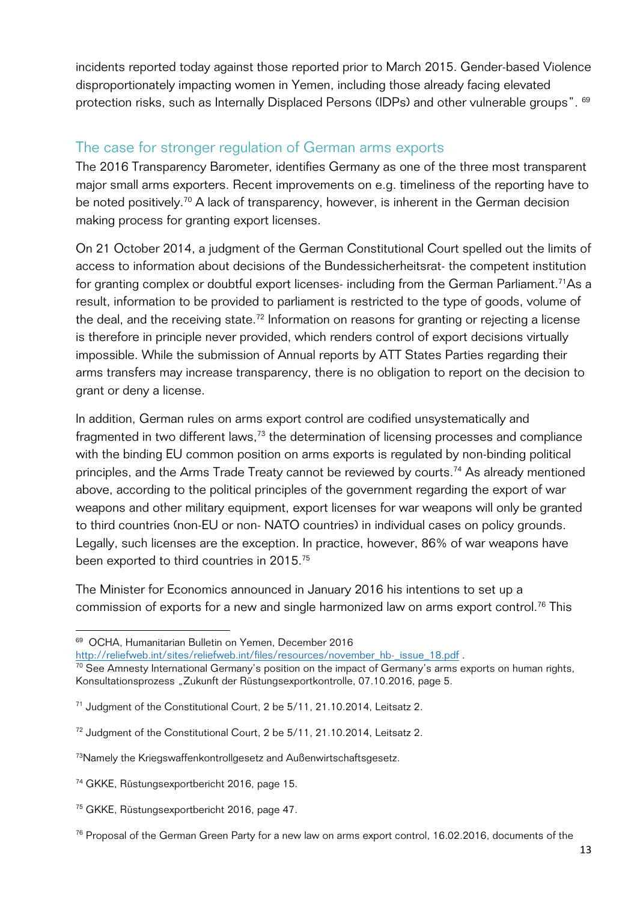incidents reported today against those reported prior to March 2015. Gender-based Violence disproportionately impacting women in Yemen, including those already facing elevated protection risks, such as Internally Displaced Persons (IDPs) and other vulnerable groups". [69]

## The case for stronger regulation of German arms exports

The 2016 Transparency Barometer, identifies Germany as one of the three most transparent major small arms exporters. Recent improvements on e.g. timeliness of the reporting have to be noted positively.[70] A lack of transparency, however, is inherent in the German decision making process for granting export licenses.

On 21 October 2014, a judgment of the German Constitutional Court spelled out the limits of access to information about decisions of the Bundessicherheitsrat- the competent institution for granting complex or doubtful export licenses- including from the German Parliament.[71]As a result, information to be provided to parliament is restricted to the type of goods, volume of the deal, and the receiving state.[72] Information on reasons for granting or rejecting a license is therefore in principle never provided, which renders control of export decisions virtually impossible. While the submission of Annual reports by ATT States Parties regarding their arms transfers may increase transparency, there is no obligation to report on the decision to grant or deny a license.

In addition, German rules on arms export control are codified unsystematically and fragmented in two different laws,[73] the determination of licensing processes and compliance with the binding EU common position on arms exports is regulated by non-binding political principles, and the Arms Trade Treaty cannot be reviewed by courts.[74] As already mentioned above, according to the political principles of the government regarding the export of war weapons and other military equipment, export licenses for war weapons will only be granted to third countries (non-EU or non- NATO countries) in individual cases on policy grounds. Legally, such licenses are the exception. In practice, however, 86% of war weapons have been exported to third countries in 2015.[75]

The Minister for Economics announced in January 2016 his intentions to set up a commission of exports for a new and single harmonized law on arms export control.[76] This

---

[69] OCHA, Humanitarian Bulletin on Yemen, December 2016 http://reliefweb.int/sites/reliefweb.int/files/resources/november_hb-_issue_18.pdf .

[70] See Amnesty International Germany's position on the impact of Germany's arms exports on human rights, Konsultationsprozess „Zukunft der Rüstungsexportkontrolle, 07.10.2016, page 5.

[71] Judgment of the Constitutional Court, 2 be 5/11, 21.10.2014, Leitsatz 2.

[72] Judgment of the Constitutional Court, 2 be 5/11, 21.10.2014, Leitsatz 2.

[73] Namely the Kriegswaffenkontrollgesetz and Außenwirtschaftsgesetz.

[74] GKKE, Rüstungsexportbericht 2016, page 15.

[75] GKKE, Rüstungsexportbericht 2016, page 47.

[76] Proposal of the German Green Party for a new law on arms export control, 16.02.2016, documents of the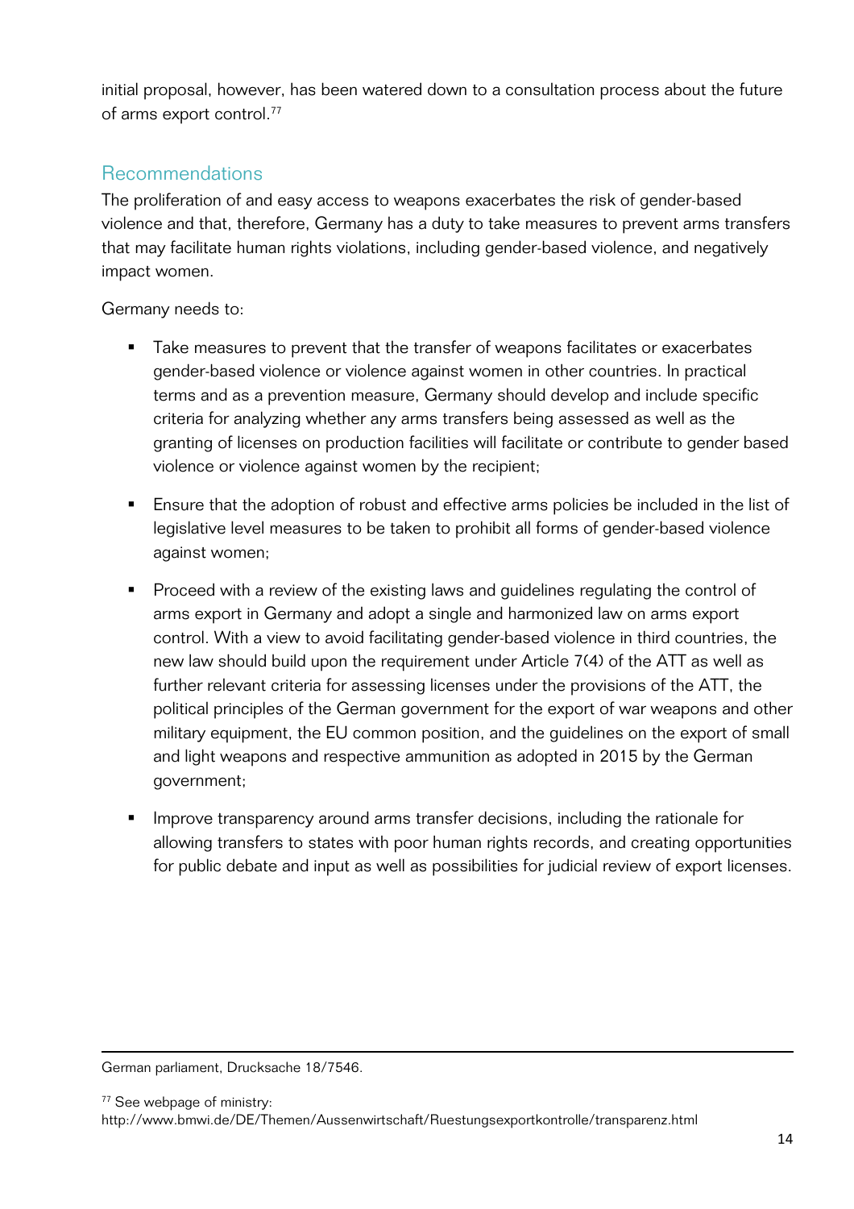initial proposal, however, has been watered down to a consultation process about the future of arms export control.[77]

## Recommendations

The proliferation of and easy access to weapons exacerbates the risk of gender-based violence and that, therefore, Germany has a duty to take measures to prevent arms transfers that may facilitate human rights violations, including gender-based violence, and negatively impact women.

Germany needs to:

- Take measures to prevent that the transfer of weapons facilitates or exacerbates gender-based violence or violence against women in other countries. In practical terms and as a prevention measure, Germany should develop and include specific criteria for analyzing whether any arms transfers being assessed as well as the granting of licenses on production facilities will facilitate or contribute to gender based violence or violence against women by the recipient;
- Ensure that the adoption of robust and effective arms policies be included in the list of legislative level measures to be taken to prohibit all forms of gender-based violence against women;
- Proceed with a review of the existing laws and guidelines regulating the control of arms export in Germany and adopt a single and harmonized law on arms export control. With a view to avoid facilitating gender-based violence in third countries, the new law should build upon the requirement under Article 7(4) of the ATT as well as further relevant criteria for assessing licenses under the provisions of the ATT, the political principles of the German government for the export of war weapons and other military equipment, the EU common position, and the guidelines on the export of small and light weapons and respective ammunition as adopted in 2015 by the German government;
- Improve transparency around arms transfer decisions, including the rationale for allowing transfers to states with poor human rights records, and creating opportunities for public debate and input as well as possibilities for judicial review of export licenses.

---

German parliament, Drucksache 18/7546.

[77] See webpage of ministry: http://www.bmwi.de/DE/Themen/Aussenwirtschaft/Ruestungsexportkontrolle/transparenz.html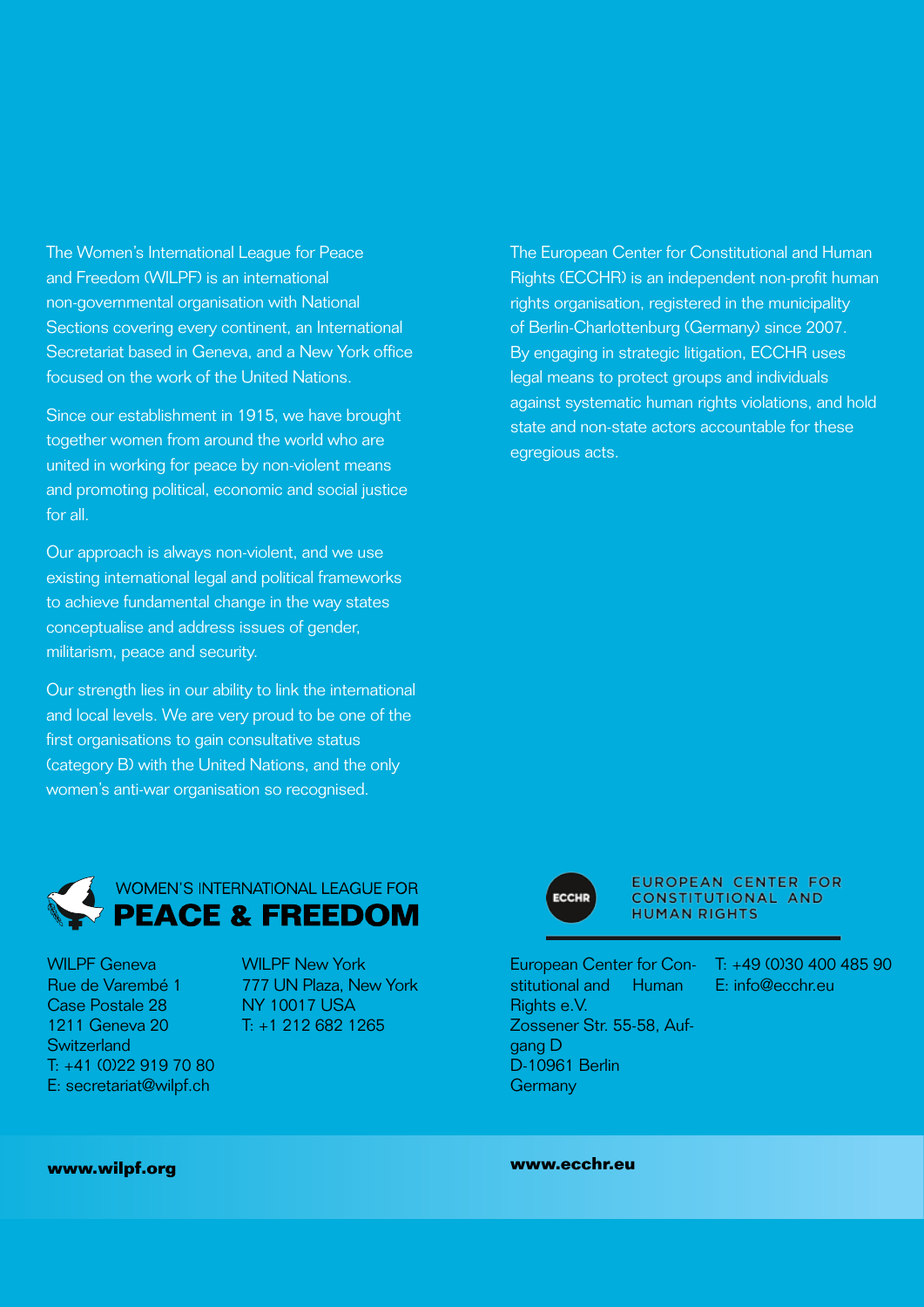The Women's International League for Peace and Freedom (WILPF) is an international non-governmental organisation with National Sections covering every continent, an International Secretariat based in Geneva, and a New York office focused on the work of the United Nations.

Since our establishment in 1915, we have brought together women from around the world who are united in working for peace by non-violent means and promoting political, economic and social justice for all.

Our approach is always non-violent, and we use existing international legal and political frameworks to achieve fundamental change in the way states conceptualise and address issues of gender, militarism, peace and security.

Our strength lies in our ability to link the international and local levels. We are very proud to be one of the first organisations to gain consultative status (category B) with the United Nations, and the only women's anti-war organisation so recognised.

WOMEN'S INTERNATIONAL LEAGUE FOR
**PEACE & FREEDOM**

WILPF Geneva
Rue de Varembé 1
Case Postale 28
1211 Geneva 20
Switzerland
T: +41 (0)22 919 70 80
E: secretariat@wilpf.ch

WILPF New York
777 UN Plaza, New York
NY 10017 USA
T: +1 212 682 1265

**www.wilpf.org**

The European Center for Constitutional and Human Rights (ECCHR) is an independent non-profit human rights organisation, registered in the municipality of Berlin-Charlottenburg (Germany) since 2007. By engaging in strategic litigation, ECCHR uses legal means to protect groups and individuals against systematic human rights violations, and hold state and non-state actors accountable for these egregious acts.

ECCHR
EUROPEAN CENTER FOR CONSTITUTIONAL AND HUMAN RIGHTS

European Center for Constitutional and Human Rights e.V.
Zossener Str. 55-58, Aufgang D
D-10961 Berlin
Germany

T: +49 (0)30 400 485 90
E: info@ecchr.eu

**www.ecchr.eu**